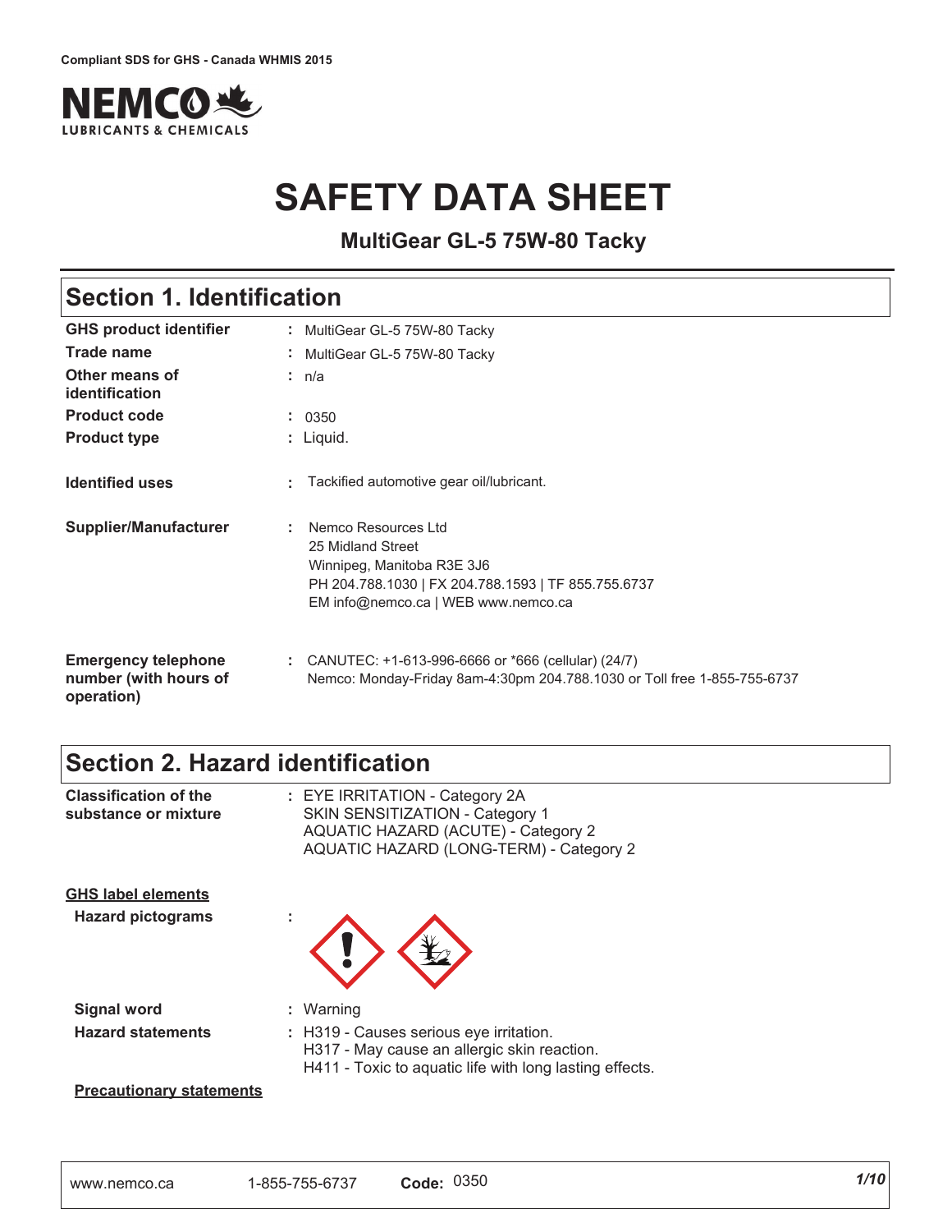Compliant SDS for GHS - Canada WHMIS 2015

NEMCO LUBRICANTS & CHEMICALS

# SAFETY DATA SHEET

**MultiGear GL-5 75W-80 Tacky**

## Section 1. Identification

| | |
|---|---|
| **GHS product identifier** | : MultiGear GL-5 75W-80 Tacky |
| **Trade name** | : MultiGear GL-5 75W-80 Tacky |
| **Other means of identification** | : n/a |
| **Product code** | : 0350 |
| **Product type** | : Liquid. |
| **Identified uses** | : Tackified automotive gear oil/lubricant. |
| **Supplier/Manufacturer** | : Nemco Resources Ltd<br>25 Midland Street<br>Winnipeg, Manitoba R3E 3J6<br>PH 204.788.1030 \| FX 204.788.1593 \| TF 855.755.6737<br>EM info@nemco.ca \| WEB www.nemco.ca |
| **Emergency telephone number (with hours of operation)** | : CANUTEC: +1-613-996-6666 or *666 (cellular) (24/7)<br>Nemco: Monday-Friday 8am-4:30pm 204.788.1030 or Toll free 1-855-755-6737 |

## Section 2. Hazard identification

| | |
|---|---|
| **Classification of the substance or mixture** | : EYE IRRITATION - Category 2A<br>SKIN SENSITIZATION - Category 1<br>AQUATIC HAZARD (ACUTE) - Category 2<br>AQUATIC HAZARD (LONG-TERM) - Category 2 |

**GHS label elements**

| | |
|---|---|
| **Hazard pictograms** | : |
| **Signal word** | : Warning |
| **Hazard statements** | : H319 - Causes serious eye irritation.<br>H317 - May cause an allergic skin reaction.<br>H411 - Toxic to aquatic life with long lasting effects. |

**Precautionary statements**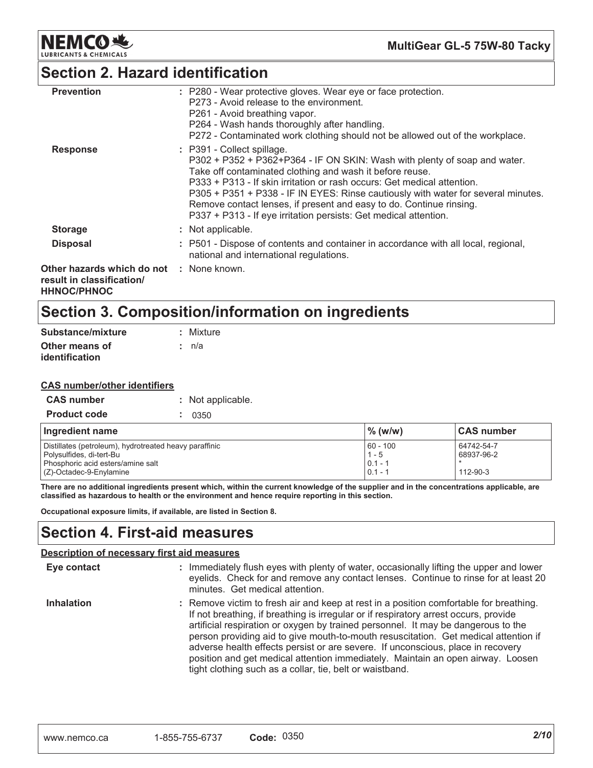## Section 2. Hazard identification

**Prevention** : P280 - Wear protective gloves. Wear eye or face protection.
P273 - Avoid release to the environment.
P261 - Avoid breathing vapor.
P264 - Wash hands thoroughly after handling.
P272 - Contaminated work clothing should not be allowed out of the workplace.

**Response** : P391 - Collect spillage.
P302 + P352 + P362+P364 - IF ON SKIN: Wash with plenty of soap and water. Take off contaminated clothing and wash it before reuse.
P333 + P313 - If skin irritation or rash occurs: Get medical attention.
P305 + P351 + P338 - IF IN EYES: Rinse cautiously with water for several minutes. Remove contact lenses, if present and easy to do. Continue rinsing.
P337 + P313 - If eye irritation persists: Get medical attention.

**Storage** : Not applicable.

**Disposal** : P501 - Dispose of contents and container in accordance with all local, regional, national and international regulations.

**Other hazards which do not result in classification/ HHNOC/PHNOC** : None known.

## Section 3. Composition/information on ingredients

**Substance/mixture** : Mixture

**Other means of identification** : n/a

**CAS number/other identifiers**

**CAS number** : Not applicable.

**Product code** : 0350

| Ingredient name | % (w/w) | CAS number |
|---|---|---|
| Distillates (petroleum), hydrotreated heavy paraffinic | 60 - 100 | 64742-54-7 |
| Polysulfides, di-tert-Bu | 1 - 5 | 68937-96-2 |
| Phosphoric acid esters/amine salt | 0.1 - 1 | * |
| (Z)-Octadec-9-Enylamine | 0.1 - 1 | 112-90-3 |

**There are no additional ingredients present which, within the current knowledge of the supplier and in the concentrations applicable, are classified as hazardous to health or the environment and hence require reporting in this section.**

**Occupational exposure limits, if available, are listed in Section 8.**

## Section 4. First-aid measures

**Description of necessary first aid measures**

**Eye contact** : Immediately flush eyes with plenty of water, occasionally lifting the upper and lower eyelids. Check for and remove any contact lenses. Continue to rinse for at least 20 minutes. Get medical attention.

**Inhalation** : Remove victim to fresh air and keep at rest in a position comfortable for breathing. If not breathing, if breathing is irregular or if respiratory arrest occurs, provide artificial respiration or oxygen by trained personnel. It may be dangerous to the person providing aid to give mouth-to-mouth resuscitation. Get medical attention if adverse health effects persist or are severe. If unconscious, place in recovery position and get medical attention immediately. Maintain an open airway. Loosen tight clothing such as a collar, tie, belt or waistband.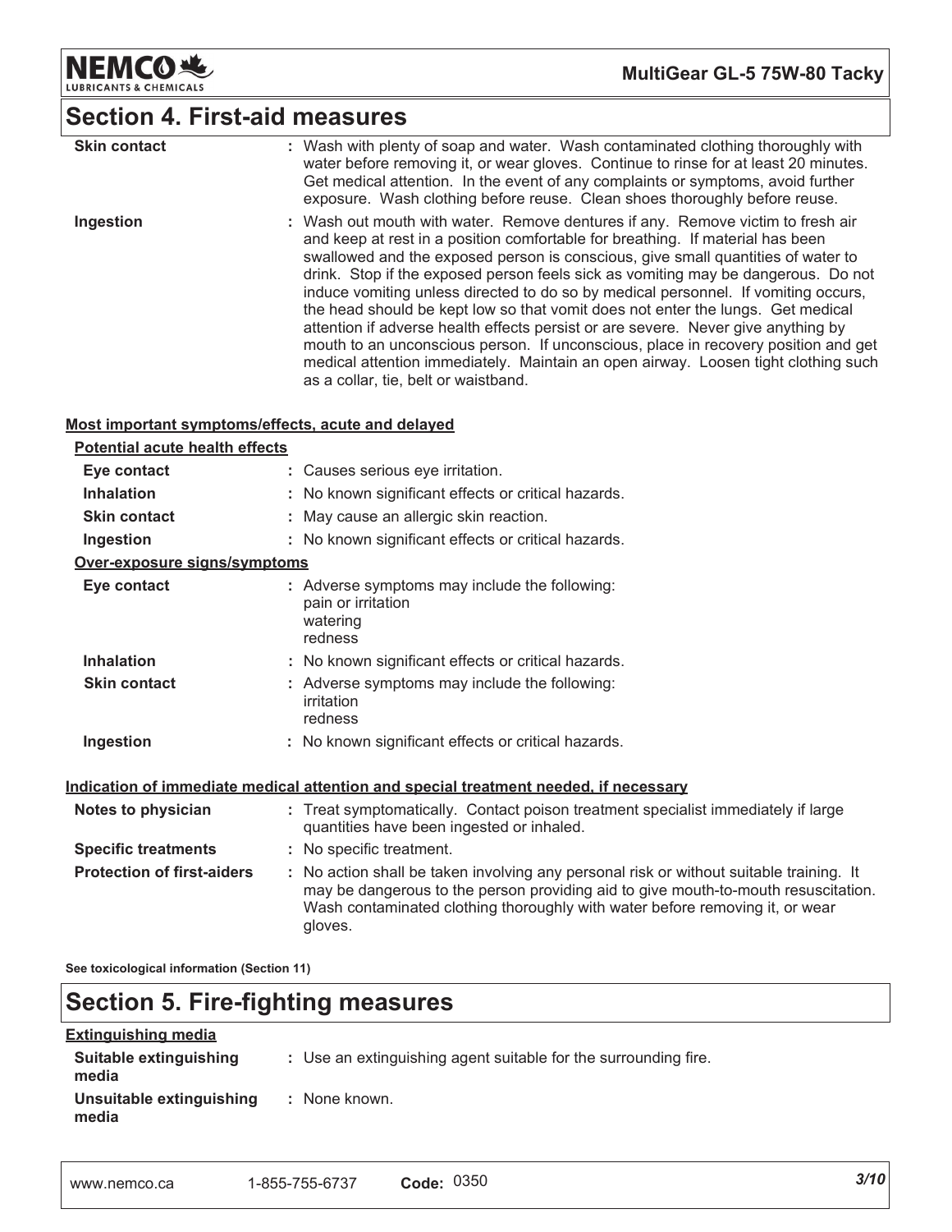## Section 4. First-aid measures

| | |
|---|---|
| **Skin contact** | : Wash with plenty of soap and water. Wash contaminated clothing thoroughly with water before removing it, or wear gloves. Continue to rinse for at least 20 minutes. Get medical attention. In the event of any complaints or symptoms, avoid further exposure. Wash clothing before reuse. Clean shoes thoroughly before reuse. |
| **Ingestion** | : Wash out mouth with water. Remove dentures if any. Remove victim to fresh air and keep at rest in a position comfortable for breathing. If material has been swallowed and the exposed person is conscious, give small quantities of water to drink. Stop if the exposed person feels sick as vomiting may be dangerous. Do not induce vomiting unless directed to do so by medical personnel. If vomiting occurs, the head should be kept low so that vomit does not enter the lungs. Get medical attention if adverse health effects persist or are severe. Never give anything by mouth to an unconscious person. If unconscious, place in recovery position and get medical attention immediately. Maintain an open airway. Loosen tight clothing such as a collar, tie, belt or waistband. |

### Most important symptoms/effects, acute and delayed

**Potential acute health effects**

| | |
|---|---|
| **Eye contact** | : Causes serious eye irritation. |
| **Inhalation** | : No known significant effects or critical hazards. |
| **Skin contact** | : May cause an allergic skin reaction. |
| **Ingestion** | : No known significant effects or critical hazards. |

**Over-exposure signs/symptoms**

| | |
|---|---|
| **Eye contact** | : Adverse symptoms may include the following: pain or irritation, watering, redness |
| **Inhalation** | : No known significant effects or critical hazards. |
| **Skin contact** | : Adverse symptoms may include the following: irritation, redness |
| **Ingestion** | : No known significant effects or critical hazards. |

### Indication of immediate medical attention and special treatment needed, if necessary

| | |
|---|---|
| **Notes to physician** | : Treat symptomatically. Contact poison treatment specialist immediately if large quantities have been ingested or inhaled. |
| **Specific treatments** | : No specific treatment. |
| **Protection of first-aiders** | : No action shall be taken involving any personal risk or without suitable training. It may be dangerous to the person providing aid to give mouth-to-mouth resuscitation. Wash contaminated clothing thoroughly with water before removing it, or wear gloves. |

**See toxicological information (Section 11)**

## Section 5. Fire-fighting measures

### Extinguishing media

| | |
|---|---|
| **Suitable extinguishing media** | : Use an extinguishing agent suitable for the surrounding fire. |
| **Unsuitable extinguishing media** | : None known. |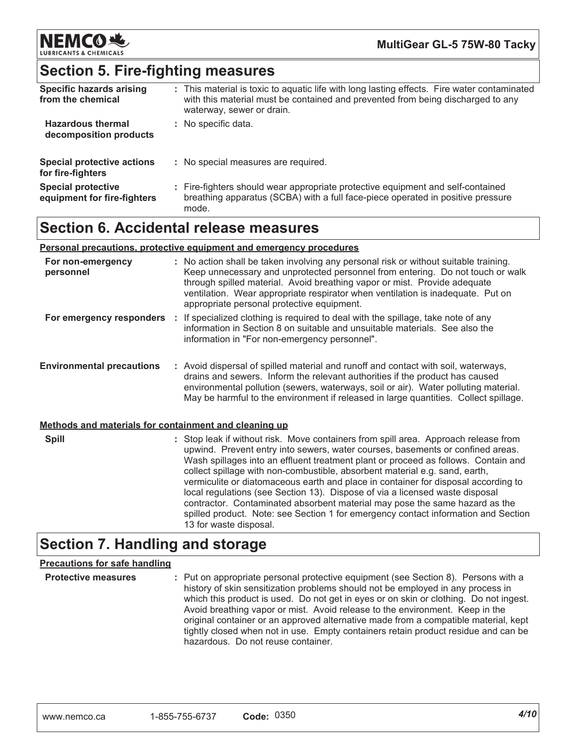## Section 5. Fire-fighting measures

| | |
|---|---|
| **Specific hazards arising from the chemical** | : This material is toxic to aquatic life with long lasting effects. Fire water contaminated with this material must be contained and prevented from being discharged to any waterway, sewer or drain. |
| **Hazardous thermal decomposition products** | : No specific data. |
| **Special protective actions for fire-fighters** | : No special measures are required. |
| **Special protective equipment for fire-fighters** | : Fire-fighters should wear appropriate protective equipment and self-contained breathing apparatus (SCBA) with a full face-piece operated in positive pressure mode. |

## Section 6. Accidental release measures

**Personal precautions, protective equipment and emergency procedures**

| | |
|---|---|
| **For non-emergency personnel** | : No action shall be taken involving any personal risk or without suitable training. Keep unnecessary and unprotected personnel from entering. Do not touch or walk through spilled material. Avoid breathing vapor or mist. Provide adequate ventilation. Wear appropriate respirator when ventilation is inadequate. Put on appropriate personal protective equipment. |
| **For emergency responders** | : If specialized clothing is required to deal with the spillage, take note of any information in Section 8 on suitable and unsuitable materials. See also the information in "For non-emergency personnel". |
| **Environmental precautions** | : Avoid dispersal of spilled material and runoff and contact with soil, waterways, drains and sewers. Inform the relevant authorities if the product has caused environmental pollution (sewers, waterways, soil or air). Water polluting material. May be harmful to the environment if released in large quantities. Collect spillage. |

**Methods and materials for containment and cleaning up**

| | |
|---|---|
| **Spill** | : Stop leak if without risk. Move containers from spill area. Approach release from upwind. Prevent entry into sewers, water courses, basements or confined areas. Wash spillages into an effluent treatment plant or proceed as follows. Contain and collect spillage with non-combustible, absorbent material e.g. sand, earth, vermiculite or diatomaceous earth and place in container for disposal according to local regulations (see Section 13). Dispose of via a licensed waste disposal contractor. Contaminated absorbent material may pose the same hazard as the spilled product. Note: see Section 1 for emergency contact information and Section 13 for waste disposal. |

## Section 7. Handling and storage

**Precautions for safe handling**

| | |
|---|---|
| **Protective measures** | : Put on appropriate personal protective equipment (see Section 8). Persons with a history of skin sensitization problems should not be employed in any process in which this product is used. Do not get in eyes or on skin or clothing. Do not ingest. Avoid breathing vapor or mist. Avoid release to the environment. Keep in the original container or an approved alternative made from a compatible material, kept tightly closed when not in use. Empty containers retain product residue and can be hazardous. Do not reuse container. |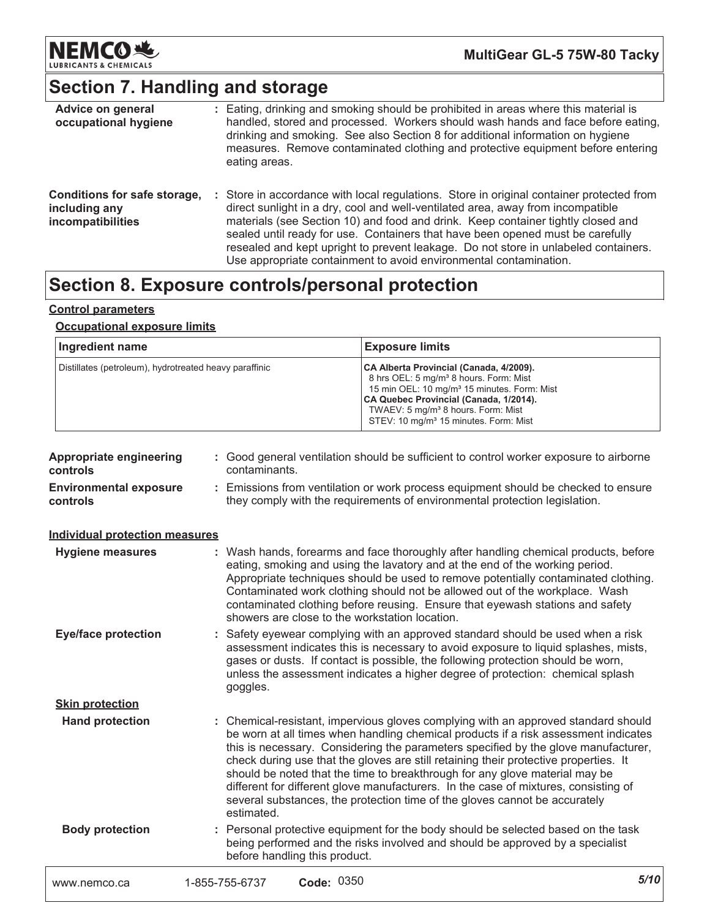# Section 7. Handling and storage

**Advice on general occupational hygiene** : Eating, drinking and smoking should be prohibited in areas where this material is handled, stored and processed. Workers should wash hands and face before eating, drinking and smoking. See also Section 8 for additional information on hygiene measures. Remove contaminated clothing and protective equipment before entering eating areas.

**Conditions for safe storage, including any incompatibilities** : Store in accordance with local regulations. Store in original container protected from direct sunlight in a dry, cool and well-ventilated area, away from incompatible materials (see Section 10) and food and drink. Keep container tightly closed and sealed until ready for use. Containers that have been opened must be carefully resealed and kept upright to prevent leakage. Do not store in unlabeled containers. Use appropriate containment to avoid environmental contamination.

# Section 8. Exposure controls/personal protection

**Control parameters**

**Occupational exposure limits**

| Ingredient name | Exposure limits |
|---|---|
| Distillates (petroleum), hydrotreated heavy paraffinic | **CA Alberta Provincial (Canada, 4/2009).**<br>8 hrs OEL: 5 mg/m³ 8 hours. Form: Mist<br>15 min OEL: 10 mg/m³ 15 minutes. Form: Mist<br>**CA Quebec Provincial (Canada, 1/2014).**<br>TWAEV: 5 mg/m³ 8 hours. Form: Mist<br>STEV: 10 mg/m³ 15 minutes. Form: Mist |

**Appropriate engineering controls** : Good general ventilation should be sufficient to control worker exposure to airborne contaminants.

**Environmental exposure controls** : Emissions from ventilation or work process equipment should be checked to ensure they comply with the requirements of environmental protection legislation.

**Individual protection measures**

**Hygiene measures** : Wash hands, forearms and face thoroughly after handling chemical products, before eating, smoking and using the lavatory and at the end of the working period. Appropriate techniques should be used to remove potentially contaminated clothing. Contaminated work clothing should not be allowed out of the workplace. Wash contaminated clothing before reusing. Ensure that eyewash stations and safety showers are close to the workstation location.

**Eye/face protection** : Safety eyewear complying with an approved standard should be used when a risk assessment indicates this is necessary to avoid exposure to liquid splashes, mists, gases or dusts. If contact is possible, the following protection should be worn, unless the assessment indicates a higher degree of protection: chemical splash goggles.

**Skin protection**

**Hand protection** : Chemical-resistant, impervious gloves complying with an approved standard should be worn at all times when handling chemical products if a risk assessment indicates this is necessary. Considering the parameters specified by the glove manufacturer, check during use that the gloves are still retaining their protective properties. It should be noted that the time to breakthrough for any glove material may be different for different glove manufacturers. In the case of mixtures, consisting of several substances, the protection time of the gloves cannot be accurately estimated.

**Body protection** : Personal protective equipment for the body should be selected based on the task being performed and the risks involved and should be approved by a specialist before handling this product.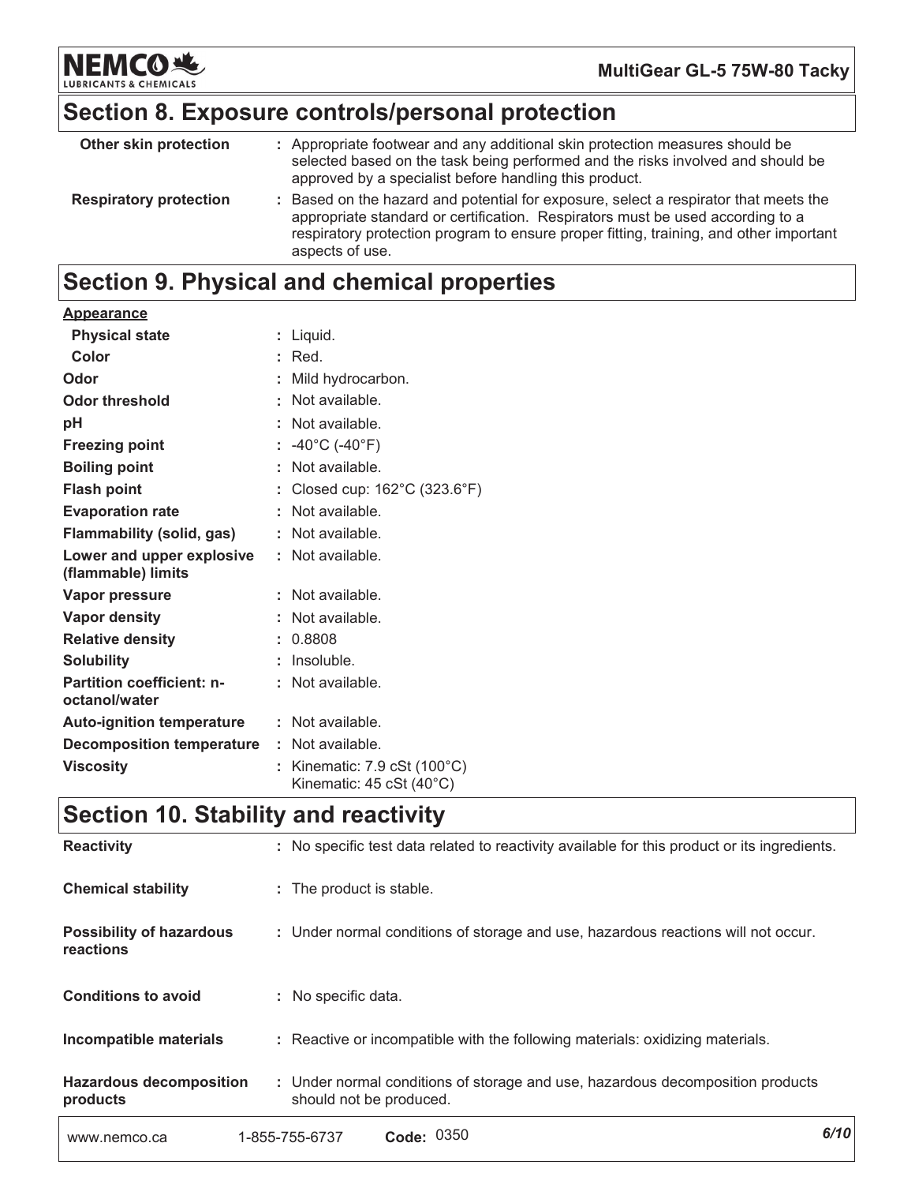## Section 8. Exposure controls/personal protection

| | |
|---|---|
| **Other skin protection** | : Appropriate footwear and any additional skin protection measures should be selected based on the task being performed and the risks involved and should be approved by a specialist before handling this product. |
| **Respiratory protection** | : Based on the hazard and potential for exposure, select a respirator that meets the appropriate standard or certification. Respirators must be used according to a respiratory protection program to ensure proper fitting, training, and other important aspects of use. |

## Section 9. Physical and chemical properties

**Appearance**

| | |
|---|---|
| **Physical state** | : Liquid. |
| **Color** | : Red. |
| **Odor** | : Mild hydrocarbon. |
| **Odor threshold** | : Not available. |
| **pH** | : Not available. |
| **Freezing point** | : -40°C (-40°F) |
| **Boiling point** | : Not available. |
| **Flash point** | : Closed cup: 162°C (323.6°F) |
| **Evaporation rate** | : Not available. |
| **Flammability (solid, gas)** | : Not available. |
| **Lower and upper explosive (flammable) limits** | : Not available. |
| **Vapor pressure** | : Not available. |
| **Vapor density** | : Not available. |
| **Relative density** | : 0.8808 |
| **Solubility** | : Insoluble. |
| **Partition coefficient: n-octanol/water** | : Not available. |
| **Auto-ignition temperature** | : Not available. |
| **Decomposition temperature** | : Not available. |
| **Viscosity** | : Kinematic: 7.9 cSt (100°C)<br>Kinematic: 45 cSt (40°C) |

## Section 10. Stability and reactivity

| | |
|---|---|
| **Reactivity** | : No specific test data related to reactivity available for this product or its ingredients. |
| **Chemical stability** | : The product is stable. |
| **Possibility of hazardous reactions** | : Under normal conditions of storage and use, hazardous reactions will not occur. |
| **Conditions to avoid** | : No specific data. |
| **Incompatible materials** | : Reactive or incompatible with the following materials: oxidizing materials. |
| **Hazardous decomposition products** | : Under normal conditions of storage and use, hazardous decomposition products should not be produced. |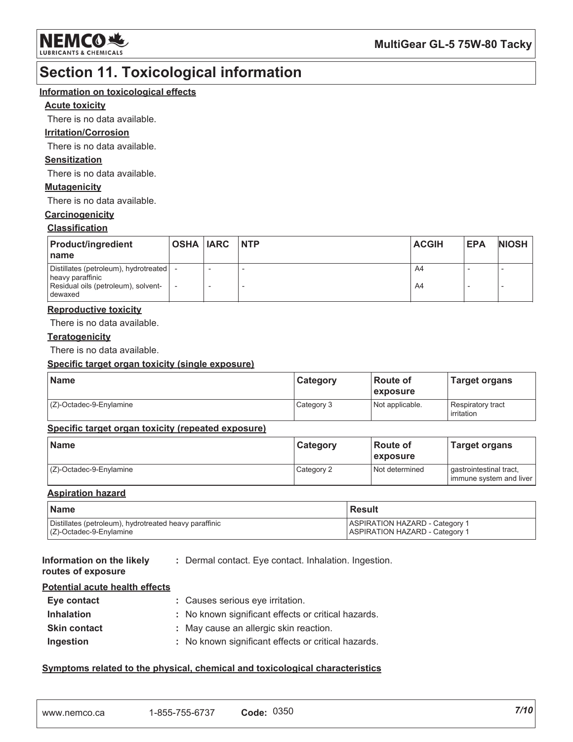## Section 11. Toxicological information

### Information on toxicological effects

**Acute toxicity**

There is no data available.

**Irritation/Corrosion**

There is no data available.

**Sensitization**

There is no data available.

**Mutagenicity**

There is no data available.

**Carcinogenicity**

**Classification**

| Product/ingredient name | OSHA | IARC | NTP | ACGIH | EPA | NIOSH |
|---|---|---|---|---|---|---|
| Distillates (petroleum), hydrotreated heavy paraffinic | - | - | - | A4 | - | - |
| Residual oils (petroleum), solvent-dewaxed | - | - | - | A4 | - | - |

**Reproductive toxicity**

There is no data available.

**Teratogenicity**

There is no data available.

**Specific target organ toxicity (single exposure)**

| Name | Category | Route of exposure | Target organs |
|---|---|---|---|
| (Z)-Octadec-9-Enylamine | Category 3 | Not applicable. | Respiratory tract irritation |

**Specific target organ toxicity (repeated exposure)**

| Name | Category | Route of exposure | Target organs |
|---|---|---|---|
| (Z)-Octadec-9-Enylamine | Category 2 | Not determined | gastrointestinal tract, immune system and liver |

**Aspiration hazard**

| Name | Result |
|---|---|
| Distillates (petroleum), hydrotreated heavy paraffinic | ASPIRATION HAZARD - Category 1 |
| (Z)-Octadec-9-Enylamine | ASPIRATION HAZARD - Category 1 |

**Information on the likely routes of exposure** : Dermal contact. Eye contact. Inhalation. Ingestion.

**Potential acute health effects**

- **Eye contact** : Causes serious eye irritation.
- **Inhalation** : No known significant effects or critical hazards.
- **Skin contact** : May cause an allergic skin reaction.
- **Ingestion** : No known significant effects or critical hazards.

**Symptoms related to the physical, chemical and toxicological characteristics**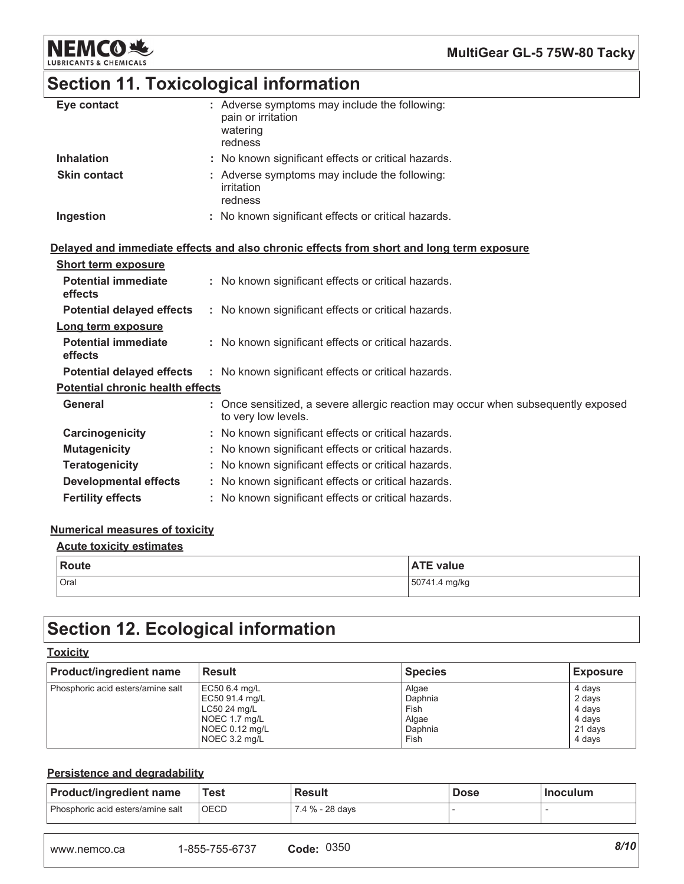## Section 11. Toxicological information

| | |
|---|---|
| **Eye contact** | : Adverse symptoms may include the following: pain or irritation watering redness |
| **Inhalation** | : No known significant effects or critical hazards. |
| **Skin contact** | : Adverse symptoms may include the following: irritation redness |
| **Ingestion** | : No known significant effects or critical hazards. |

**Delayed and immediate effects and also chronic effects from short and long term exposure**

**Short term exposure**

| | |
|---|---|
| **Potential immediate effects** | : No known significant effects or critical hazards. |
| **Potential delayed effects** | : No known significant effects or critical hazards. |

**Long term exposure**

| | |
|---|---|
| **Potential immediate effects** | : No known significant effects or critical hazards. |
| **Potential delayed effects** | : No known significant effects or critical hazards. |

**Potential chronic health effects**

| | |
|---|---|
| **General** | : Once sensitized, a severe allergic reaction may occur when subsequently exposed to very low levels. |
| **Carcinogenicity** | : No known significant effects or critical hazards. |
| **Mutagenicity** | : No known significant effects or critical hazards. |
| **Teratogenicity** | : No known significant effects or critical hazards. |
| **Developmental effects** | : No known significant effects or critical hazards. |
| **Fertility effects** | : No known significant effects or critical hazards. |

**Numerical measures of toxicity**

**Acute toxicity estimates**

| Route | ATE value |
|---|---|
| Oral | 50741.4 mg/kg |

## Section 12. Ecological information

**Toxicity**

| Product/ingredient name | Result | Species | Exposure |
|---|---|---|---|
| Phosphoric acid esters/amine salt | EC50 6.4 mg/L | Algae | 4 days |
| | EC50 91.4 mg/L | Daphnia | 2 days |
| | LC50 24 mg/L | Fish | 4 days |
| | NOEC 1.7 mg/L | Algae | 4 days |
| | NOEC 0.12 mg/L | Daphnia | 21 days |
| | NOEC 3.2 mg/L | Fish | 4 days |

**Persistence and degradability**

| Product/ingredient name | Test | Result | Dose | Inoculum |
|---|---|---|---|---|
| Phosphoric acid esters/amine salt | OECD | 7.4 % - 28 days | - | - |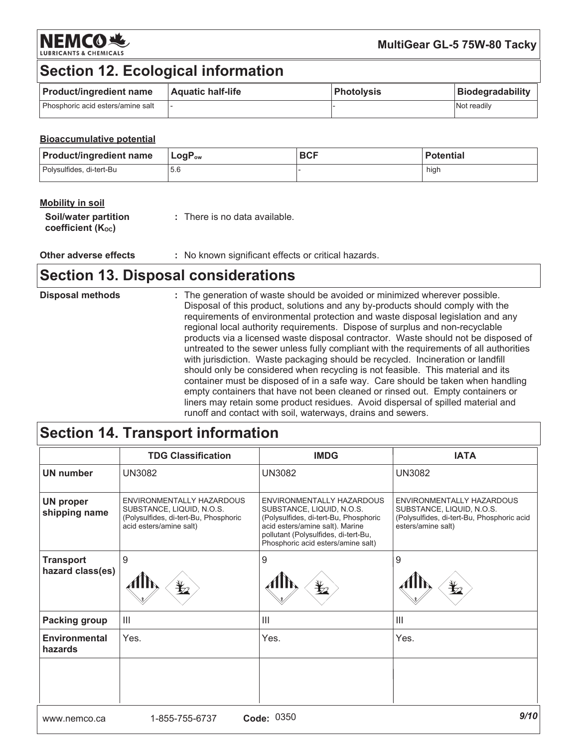## Section 12. Ecological information

| Product/ingredient name | Aquatic half-life | Photolysis | Biodegradability |
|---|---|---|---|
| Phosphoric acid esters/amine salt | - | - | Not readily |

**Bioaccumulative potential**

| Product/ingredient name | $LogP_{ow}$ | BCF | Potential |
|---|---|---|---|
| Polysulfides, di-tert-Bu | 5.6 | - | high |

**Mobility in soil**

**Soil/water partition coefficient ($K_{OC}$)** : There is no data available.

**Other adverse effects** : No known significant effects or critical hazards.

## Section 13. Disposal considerations

**Disposal methods** : The generation of waste should be avoided or minimized wherever possible. Disposal of this product, solutions and any by-products should comply with the requirements of environmental protection and waste disposal legislation and any regional local authority requirements. Dispose of surplus and non-recyclable products via a licensed waste disposal contractor. Waste should not be disposed of untreated to the sewer unless fully compliant with the requirements of all authorities with jurisdiction. Waste packaging should be recycled. Incineration or landfill should only be considered when recycling is not feasible. This material and its container must be disposed of in a safe way. Care should be taken when handling empty containers that have not been cleaned or rinsed out. Empty containers or liners may retain some product residues. Avoid dispersal of spilled material and runoff and contact with soil, waterways, drains and sewers.

## Section 14. Transport information

| | TDG Classification | IMDG | IATA |
|---|---|---|---|
| **UN number** | UN3082 | UN3082 | UN3082 |
| **UN proper shipping name** | ENVIRONMENTALLY HAZARDOUS SUBSTANCE, LIQUID, N.O.S. (Polysulfides, di-tert-Bu, Phosphoric acid esters/amine salt) | ENVIRONMENTALLY HAZARDOUS SUBSTANCE, LIQUID, N.O.S. (Polysulfides, di-tert-Bu, Phosphoric acid esters/amine salt). Marine pollutant (Polysulfides, di-tert-Bu, Phosphoric acid esters/amine salt) | ENVIRONMENTALLY HAZARDOUS SUBSTANCE, LIQUID, N.O.S. (Polysulfides, di-tert-Bu, Phosphoric acid esters/amine salt) |
| **Transport hazard class(es)** | 9 | 9 | 9 |
| **Packing group** | III | III | III |
| **Environmental hazards** | Yes. | Yes. | Yes. |
| | | | |

Code: 0350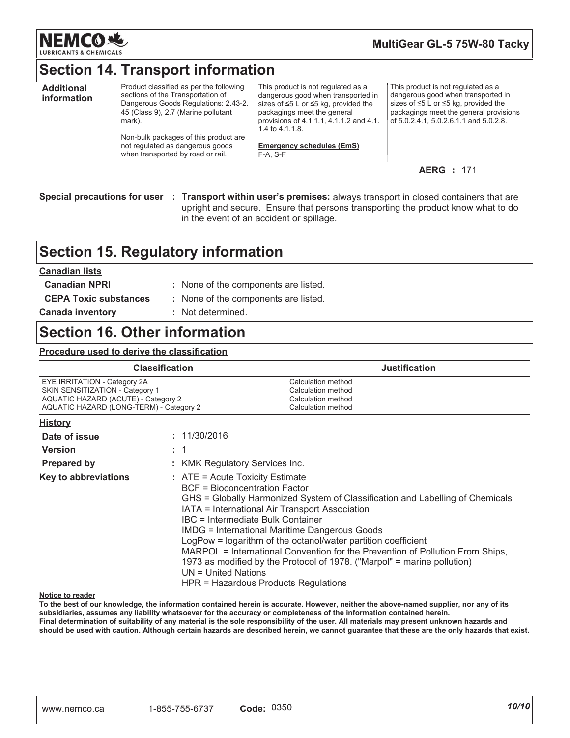## Section 14. Transport information

| | | | |
|---|---|---|---|
| **Additional information** | Product classified as per the following sections of the Transportation of Dangerous Goods Regulations: 2.43-2.45 (Class 9), 2.7 (Marine pollutant mark).<br><br>Non-bulk packages of this product are not regulated as dangerous goods when transported by road or rail. | This product is not regulated as a dangerous good when transported in sizes of ≤5 L or ≤5 kg, provided the packagings meet the general provisions of 4.1.1.1, 4.1.1.2 and 4.1.1.4 to 4.1.1.8.<br><br>**Emergency schedules (EmS)**<br>F-A, S-F | This product is not regulated as a dangerous good when transported in sizes of ≤5 L or ≤5 kg, provided the packagings meet the general provisions of 5.0.2.4.1, 5.0.2.6.1.1 and 5.0.2.8. |

**AERG :** 171

**Special precautions for user :** **Transport within user's premises:** always transport in closed containers that are upright and secure. Ensure that persons transporting the product know what to do in the event of an accident or spillage.

## Section 15. Regulatory information

**Canadian lists**

**Canadian NPRI** : None of the components are listed.

**CEPA Toxic substances** : None of the components are listed.

**Canada inventory** : Not determined.

## Section 16. Other information

**Procedure used to derive the classification**

| Classification | Justification |
|---|---|
| EYE IRRITATION - Category 2A<br>SKIN SENSITIZATION - Category 1<br>AQUATIC HAZARD (ACUTE) - Category 2<br>AQUATIC HAZARD (LONG-TERM) - Category 2 | Calculation method<br>Calculation method<br>Calculation method<br>Calculation method |

**History**

**Date of issue** : 11/30/2016

**Version** : 1

**Prepared by** : KMK Regulatory Services Inc.

**Key to abbreviations** : ATE = Acute Toxicity Estimate
BCF = Bioconcentration Factor
GHS = Globally Harmonized System of Classification and Labelling of Chemicals
IATA = International Air Transport Association
IBC = Intermediate Bulk Container
IMDG = International Maritime Dangerous Goods
LogPow = logarithm of the octanol/water partition coefficient
MARPOL = International Convention for the Prevention of Pollution From Ships, 1973 as modified by the Protocol of 1978. ("Marpol" = marine pollution)
UN = United Nations
HPR = Hazardous Products Regulations

**Notice to reader**

**To the best of our knowledge, the information contained herein is accurate. However, neither the above-named supplier, nor any of its subsidiaries, assumes any liability whatsoever for the accuracy or completeness of the information contained herein.**
**Final determination of suitability of any material is the sole responsibility of the user. All materials may present unknown hazards and should be used with caution. Although certain hazards are described herein, we cannot guarantee that these are the only hazards that exist.**